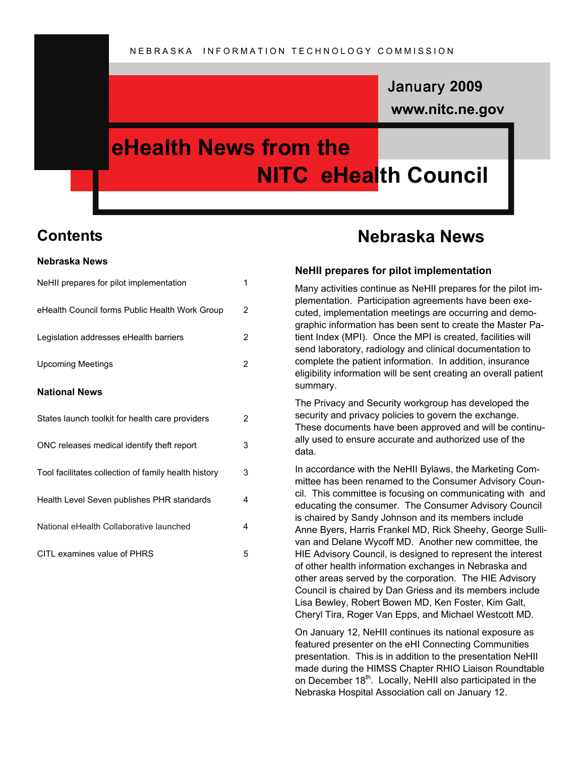NEBRASKA INFORMATION TECHNOLOGY COMMISSION

January 2009

www.nitc.ne.gov

# eHealth News from the NITC eHealth Council

## Contents

**Nebraska News**

| | |
|---|---|
| NeHII prepares for pilot implementation | 1 |
| eHealth Council forms Public Health Work Group | 2 |
| Legislation addresses eHealth barriers | 2 |
| Upcoming Meetings | 2 |

**National News**

| | |
|---|---|
| States launch toolkit for health care providers | 2 |
| ONC releases medical identify theft report | 3 |
| Tool facilitates collection of family health history | 3 |
| Health Level Seven publishes PHR standards | 4 |
| National eHealth Collaborative launched | 4 |
| CITL examines value of PHRS | 5 |

## Nebraska News

### NeHII prepares for pilot implementation

Many activities continue as NeHII prepares for the pilot implementation. Participation agreements have been executed, implementation meetings are occurring and demographic information has been sent to create the Master Patient Index (MPI). Once the MPI is created, facilities will send laboratory, radiology and clinical documentation to complete the patient information. In addition, insurance eligibility information will be sent creating an overall patient summary.

The Privacy and Security workgroup has developed the security and privacy policies to govern the exchange. These documents have been approved and will be continually used to ensure accurate and authorized use of the data.

In accordance with the NeHII Bylaws, the Marketing Committee has been renamed to the Consumer Advisory Council. This committee is focusing on communicating with and educating the consumer. The Consumer Advisory Council is chaired by Sandy Johnson and its members include Anne Byers, Harris Frankel MD, Rick Sheehy, George Sullivan and Delane Wycoff MD. Another new committee, the HIE Advisory Council, is designed to represent the interest of other health information exchanges in Nebraska and other areas served by the corporation. The HIE Advisory Council is chaired by Dan Griess and its members include Lisa Bewley, Robert Bowen MD, Ken Foster, Kim Galt, Cheryl Tira, Roger Van Epps, and Michael Westcott MD.

On January 12, NeHII continues its national exposure as featured presenter on the eHI Connecting Communities presentation. This is in addition to the presentation NeHII made during the HIMSS Chapter RHIO Liaison Roundtable on December 18th. Locally, NeHII also participated in the Nebraska Hospital Association call on January 12.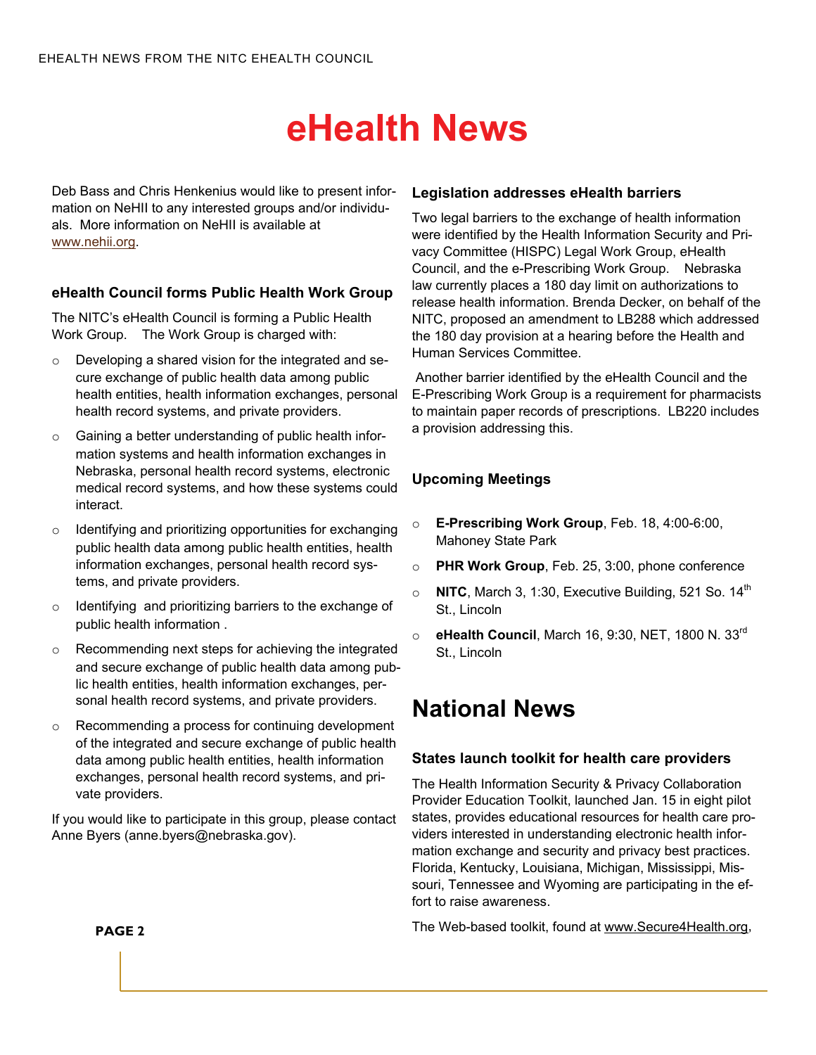# eHealth News

Deb Bass and Chris Henkenius would like to present information on NeHII to any interested groups and/or individuals. More information on NeHII is available at www.nehii.org.

### eHealth Council forms Public Health Work Group

The NITC's eHealth Council is forming a Public Health Work Group. The Work Group is charged with:

- Developing a shared vision for the integrated and secure exchange of public health data among public health entities, health information exchanges, personal health record systems, and private providers.
- Gaining a better understanding of public health information systems and health information exchanges in Nebraska, personal health record systems, electronic medical record systems, and how these systems could interact.
- Identifying and prioritizing opportunities for exchanging public health data among public health entities, health information exchanges, personal health record systems, and private providers.
- Identifying and prioritizing barriers to the exchange of public health information .
- Recommending next steps for achieving the integrated and secure exchange of public health data among public health entities, health information exchanges, personal health record systems, and private providers.
- Recommending a process for continuing development of the integrated and secure exchange of public health data among public health entities, health information exchanges, personal health record systems, and private providers.

If you would like to participate in this group, please contact Anne Byers (anne.byers@nebraska.gov).

### Legislation addresses eHealth barriers

Two legal barriers to the exchange of health information were identified by the Health Information Security and Privacy Committee (HISPC) Legal Work Group, eHealth Council, and the e-Prescribing Work Group. Nebraska law currently places a 180 day limit on authorizations to release health information. Brenda Decker, on behalf of the NITC, proposed an amendment to LB288 which addressed the 180 day provision at a hearing before the Health and Human Services Committee.

Another barrier identified by the eHealth Council and the E-Prescribing Work Group is a requirement for pharmacists to maintain paper records of prescriptions. LB220 includes a provision addressing this.

### Upcoming Meetings

- **E-Prescribing Work Group**, Feb. 18, 4:00-6:00, Mahoney State Park
- **PHR Work Group**, Feb. 25, 3:00, phone conference
- **NITC**, March 3, 1:30, Executive Building, 521 So. 14th St., Lincoln
- **eHealth Council**, March 16, 9:30, NET, 1800 N. 33rd St., Lincoln

## National News

### States launch toolkit for health care providers

The Health Information Security & Privacy Collaboration Provider Education Toolkit, launched Jan. 15 in eight pilot states, provides educational resources for health care providers interested in understanding electronic health information exchange and security and privacy best practices. Florida, Kentucky, Louisiana, Michigan, Mississippi, Missouri, Tennessee and Wyoming are participating in the effort to raise awareness.

The Web-based toolkit, found at www.Secure4Health.org,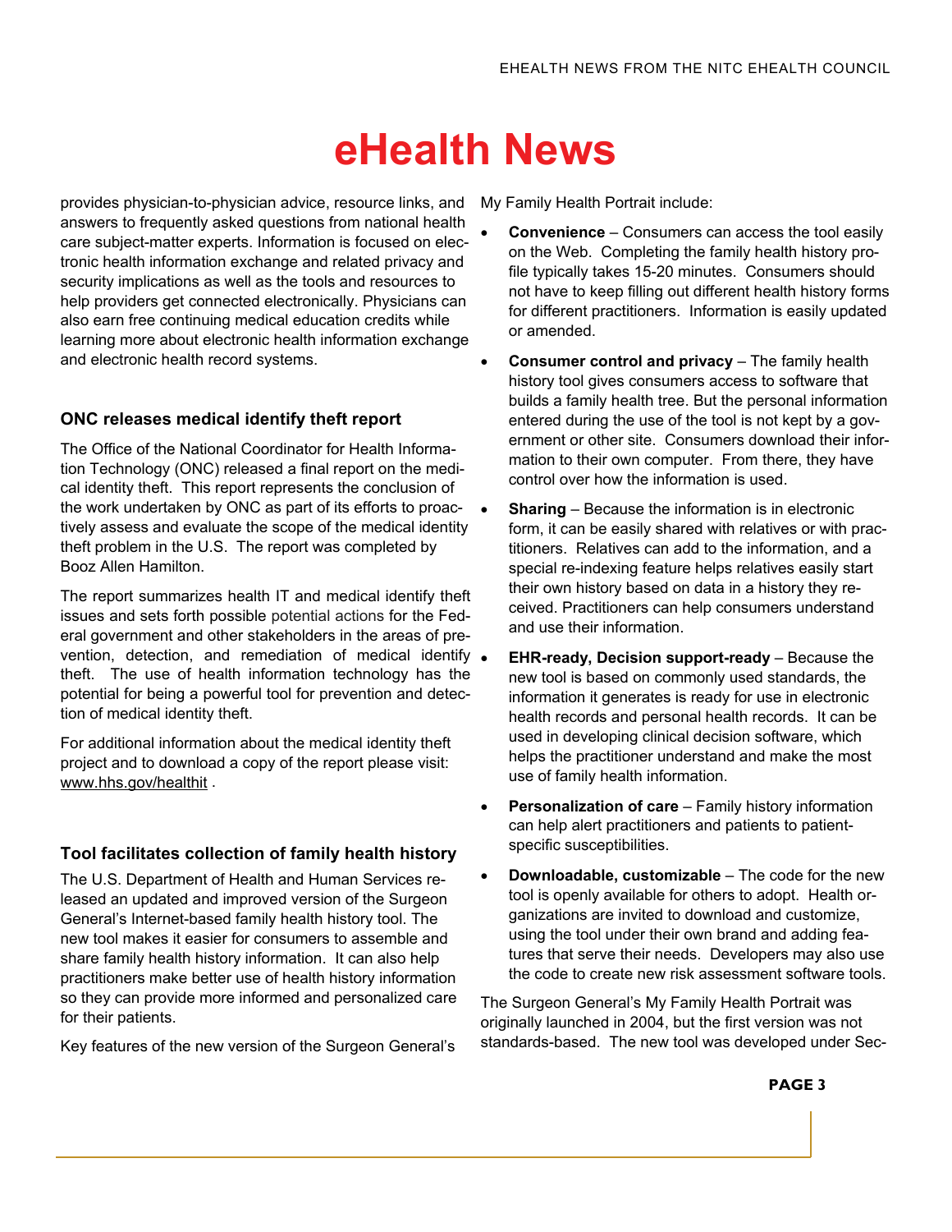# eHealth News

provides physician-to-physician advice, resource links, and answers to frequently asked questions from national health care subject-matter experts. Information is focused on electronic health information exchange and related privacy and security implications as well as the tools and resources to help providers get connected electronically. Physicians can also earn free continuing medical education credits while learning more about electronic health information exchange and electronic health record systems.

### ONC releases medical identify theft report

The Office of the National Coordinator for Health Information Technology (ONC) released a final report on the medical identity theft. This report represents the conclusion of the work undertaken by ONC as part of its efforts to proactively assess and evaluate the scope of the medical identity theft problem in the U.S. The report was completed by Booz Allen Hamilton.

The report summarizes health IT and medical identify theft issues and sets forth possible potential actions for the Federal government and other stakeholders in the areas of prevention, detection, and remediation of medical identify theft. The use of health information technology has the potential for being a powerful tool for prevention and detection of medical identity theft.

For additional information about the medical identity theft project and to download a copy of the report please visit: www.hhs.gov/healthit .

### Tool facilitates collection of family health history

The U.S. Department of Health and Human Services released an updated and improved version of the Surgeon General's Internet-based family health history tool. The new tool makes it easier for consumers to assemble and share family health history information. It can also help practitioners make better use of health history information so they can provide more informed and personalized care for their patients.

Key features of the new version of the Surgeon General's My Family Health Portrait include:

- **Convenience** – Consumers can access the tool easily on the Web. Completing the family health history profile typically takes 15-20 minutes. Consumers should not have to keep filling out different health history forms for different practitioners. Information is easily updated or amended.
- **Consumer control and privacy** – The family health history tool gives consumers access to software that builds a family health tree. But the personal information entered during the use of the tool is not kept by a government or other site. Consumers download their information to their own computer. From there, they have control over how the information is used.
- **Sharing** – Because the information is in electronic form, it can be easily shared with relatives or with practitioners. Relatives can add to the information, and a special re-indexing feature helps relatives easily start their own history based on data in a history they received. Practitioners can help consumers understand and use their information.
- **EHR-ready, Decision support-ready** – Because the new tool is based on commonly used standards, the information it generates is ready for use in electronic health records and personal health records. It can be used in developing clinical decision software, which helps the practitioner understand and make the most use of family health information.
- **Personalization of care** – Family history information can help alert practitioners and patients to patient-specific susceptibilities.
- **Downloadable, customizable** – The code for the new tool is openly available for others to adopt. Health organizations are invited to download and customize, using the tool under their own brand and adding features that serve their needs. Developers may also use the code to create new risk assessment software tools.

The Surgeon General's My Family Health Portrait was originally launched in 2004, but the first version was not standards-based. The new tool was developed under Sec-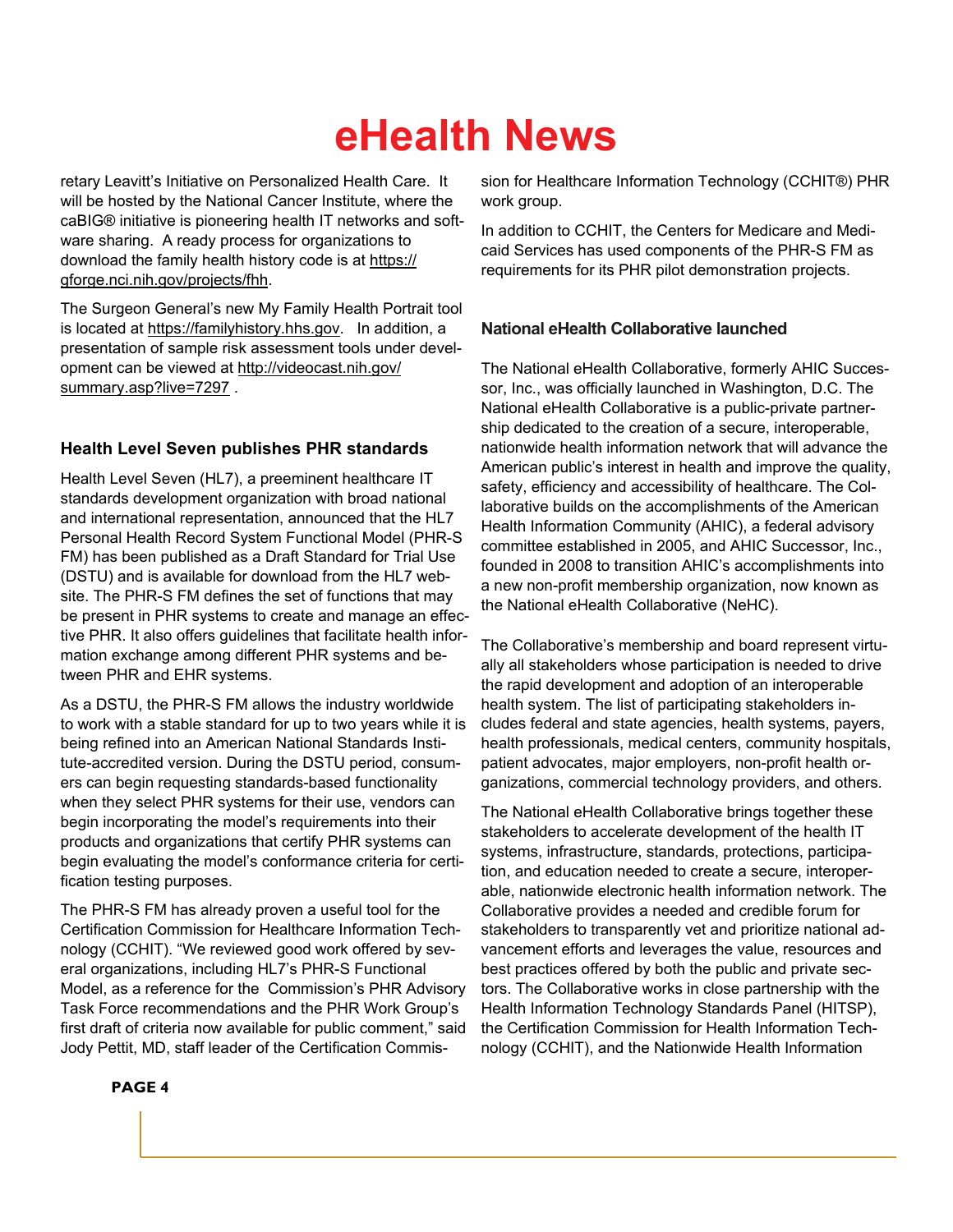retary Leavitt's Initiative on Personalized Health Care. It will be hosted by the National Cancer Institute, where the caBIG® initiative is pioneering health IT networks and software sharing. A ready process for organizations to download the family health history code is at https://gforge.nci.nih.gov/projects/fhh.

The Surgeon General's new My Family Health Portrait tool is located at https://familyhistory.hhs.gov. In addition, a presentation of sample risk assessment tools under development can be viewed at http://videocast.nih.gov/summary.asp?live=7297 .

### Health Level Seven publishes PHR standards

Health Level Seven (HL7), a preeminent healthcare IT standards development organization with broad national and international representation, announced that the HL7 Personal Health Record System Functional Model (PHR-S FM) has been published as a Draft Standard for Trial Use (DSTU) and is available for download from the HL7 website. The PHR-S FM defines the set of functions that may be present in PHR systems to create and manage an effective PHR. It also offers guidelines that facilitate health information exchange among different PHR systems and between PHR and EHR systems.

As a DSTU, the PHR-S FM allows the industry worldwide to work with a stable standard for up to two years while it is being refined into an American National Standards Institute-accredited version. During the DSTU period, consumers can begin requesting standards-based functionality when they select PHR systems for their use, vendors can begin incorporating the model's requirements into their products and organizations that certify PHR systems can begin evaluating the model's conformance criteria for certification testing purposes.

The PHR-S FM has already proven a useful tool for the Certification Commission for Healthcare Information Technology (CCHIT). "We reviewed good work offered by several organizations, including HL7's PHR-S Functional Model, as a reference for the Commission's PHR Advisory Task Force recommendations and the PHR Work Group's first draft of criteria now available for public comment," said Jody Pettit, MD, staff leader of the Certification Commission for Healthcare Information Technology (CCHIT®) PHR work group.

In addition to CCHIT, the Centers for Medicare and Medicaid Services has used components of the PHR-S FM as requirements for its PHR pilot demonstration projects.

### National eHealth Collaborative launched

The National eHealth Collaborative, formerly AHIC Successor, Inc., was officially launched in Washington, D.C. The National eHealth Collaborative is a public-private partnership dedicated to the creation of a secure, interoperable, nationwide health information network that will advance the American public's interest in health and improve the quality, safety, efficiency and accessibility of healthcare. The Collaborative builds on the accomplishments of the American Health Information Community (AHIC), a federal advisory committee established in 2005, and AHIC Successor, Inc., founded in 2008 to transition AHIC's accomplishments into a new non-profit membership organization, now known as the National eHealth Collaborative (NeHC).

The Collaborative's membership and board represent virtually all stakeholders whose participation is needed to drive the rapid development and adoption of an interoperable health system. The list of participating stakeholders includes federal and state agencies, health systems, payers, health professionals, medical centers, community hospitals, patient advocates, major employers, non-profit health organizations, commercial technology providers, and others.

The National eHealth Collaborative brings together these stakeholders to accelerate development of the health IT systems, infrastructure, standards, protections, participation, and education needed to create a secure, interoperable, nationwide electronic health information network. The Collaborative provides a needed and credible forum for stakeholders to transparently vet and prioritize national advancement efforts and leverages the value, resources and best practices offered by both the public and private sectors. The Collaborative works in close partnership with the Health Information Technology Standards Panel (HITSP), the Certification Commission for Health Information Technology (CCHIT), and the Nationwide Health Information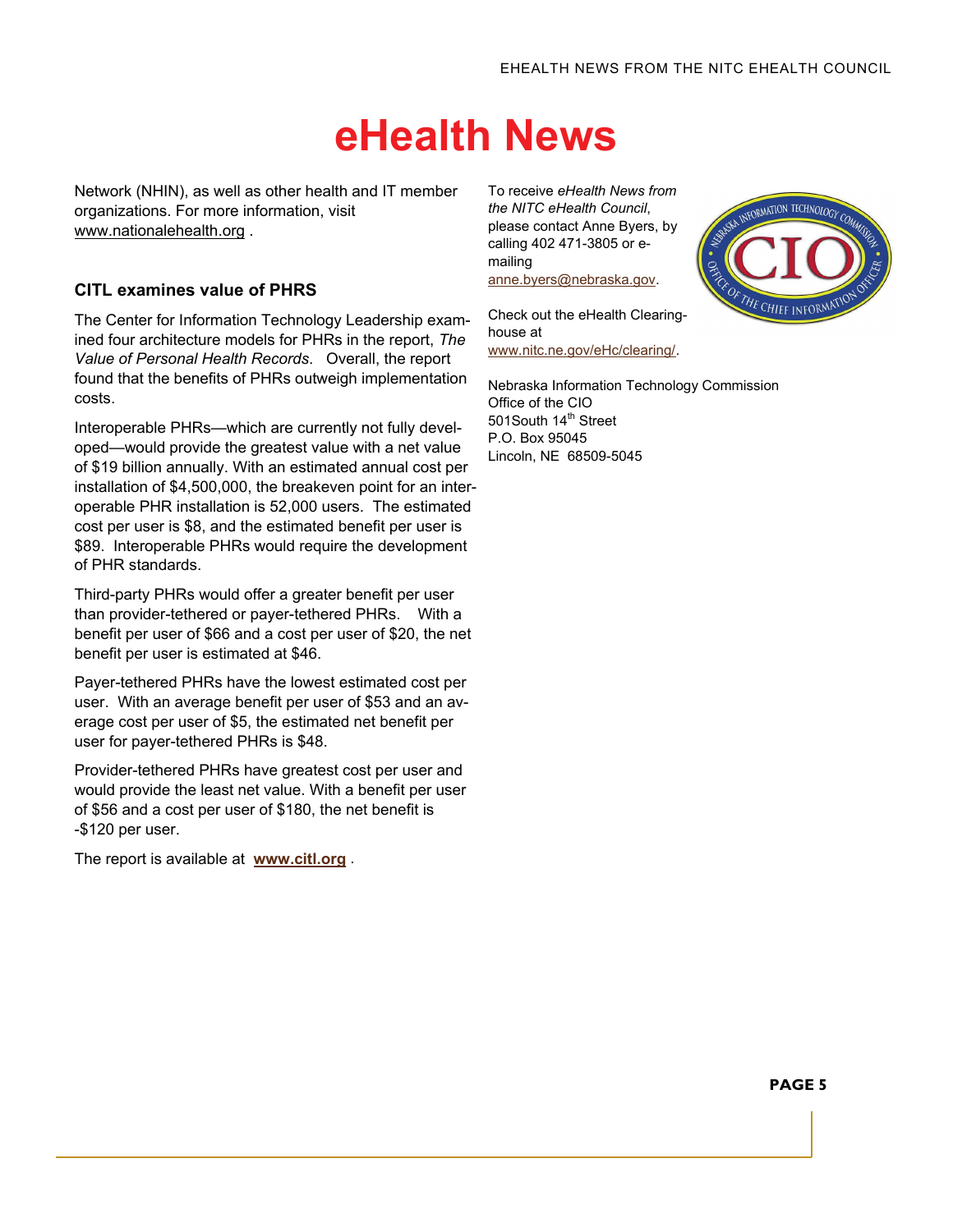# eHealth News

Network (NHIN), as well as other health and IT member organizations. For more information, visit www.nationalehealth.org .

### CITL examines value of PHRS

The Center for Information Technology Leadership examined four architecture models for PHRs in the report, *The Value of Personal Health Records*. Overall, the report found that the benefits of PHRs outweigh implementation costs.

Interoperable PHRs—which are currently not fully developed—would provide the greatest value with a net value of $19 billion annually. With an estimated annual cost per installation of $4,500,000, the breakeven point for an interoperable PHR installation is 52,000 users. The estimated cost per user is $8, and the estimated benefit per user is $89. Interoperable PHRs would require the development of PHR standards.

Third-party PHRs would offer a greater benefit per user than provider-tethered or payer-tethered PHRs. With a benefit per user of $66 and a cost per user of $20, the net benefit per user is estimated at $46.

Payer-tethered PHRs have the lowest estimated cost per user. With an average benefit per user of $53 and an average cost per user of $5, the estimated net benefit per user for payer-tethered PHRs is $48.

Provider-tethered PHRs have greatest cost per user and would provide the least net value. With a benefit per user of $56 and a cost per user of $180, the net benefit is -$120 per user.

The report is available at **www.citl.org** .

To receive *eHealth News from the NITC eHealth Council*, please contact Anne Byers, by calling 402 471-3805 or e-mailing anne.byers@nebraska.gov.

Check out the eHealth Clearinghouse at www.nitc.ne.gov/eHc/clearing/.

Nebraska Information Technology Commission
Office of the CIO
501South 14th Street
P.O. Box 95045
Lincoln, NE 68509-5045